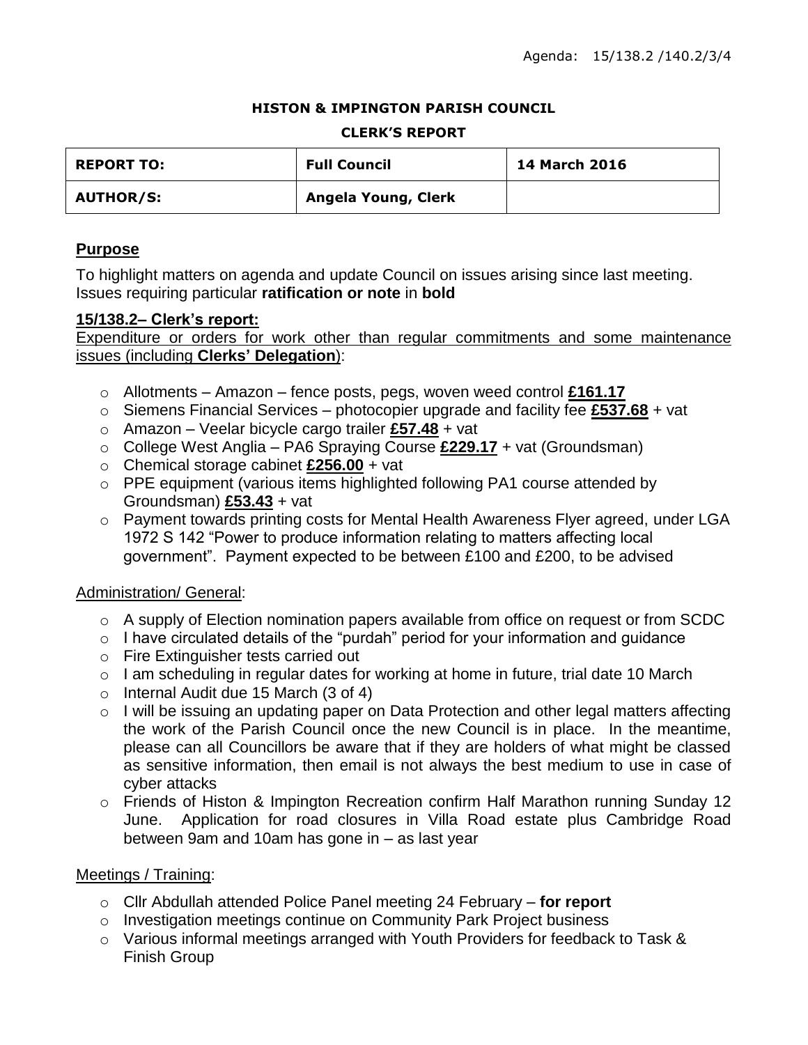Agenda: 15/138.2 /140.2/3/4

**HISTON & IMPINGTON PARISH COUNCIL**

**CLERK'S REPORT**

| **REPORT TO:** | **Full Council** | **14 March 2016** |
|---|---|---|
| **AUTHOR/S:** | **Angela Young, Clerk** | |

## Purpose

To highlight matters on agenda and update Council on issues arising since last meeting. Issues requiring particular **ratification or note** in **bold**

### 15/138.2– Clerk's report:

Expenditure or orders for work other than regular commitments and some maintenance issues (including **Clerks' Delegation**):

- Allotments – Amazon – fence posts, pegs, woven weed control **£161.17**
- Siemens Financial Services – photocopier upgrade and facility fee **£537.68** + vat
- Amazon – Veelar bicycle cargo trailer **£57.48** + vat
- College West Anglia – PA6 Spraying Course **£229.17** + vat (Groundsman)
- Chemical storage cabinet **£256.00** + vat
- PPE equipment (various items highlighted following PA1 course attended by Groundsman) **£53.43** + vat
- Payment towards printing costs for Mental Health Awareness Flyer agreed, under LGA 1972 S 142 "Power to produce information relating to matters affecting local government". Payment expected to be between £100 and £200, to be advised

Administration/ General:

- A supply of Election nomination papers available from office on request or from SCDC
- I have circulated details of the "purdah" period for your information and guidance
- Fire Extinguisher tests carried out
- I am scheduling in regular dates for working at home in future, trial date 10 March
- Internal Audit due 15 March (3 of 4)
- I will be issuing an updating paper on Data Protection and other legal matters affecting the work of the Parish Council once the new Council is in place. In the meantime, please can all Councillors be aware that if they are holders of what might be classed as sensitive information, then email is not always the best medium to use in case of cyber attacks
- Friends of Histon & Impington Recreation confirm Half Marathon running Sunday 12 June. Application for road closures in Villa Road estate plus Cambridge Road between 9am and 10am has gone in – as last year

Meetings / Training:

- Cllr Abdullah attended Police Panel meeting 24 February – **for report**
- Investigation meetings continue on Community Park Project business
- Various informal meetings arranged with Youth Providers for feedback to Task & Finish Group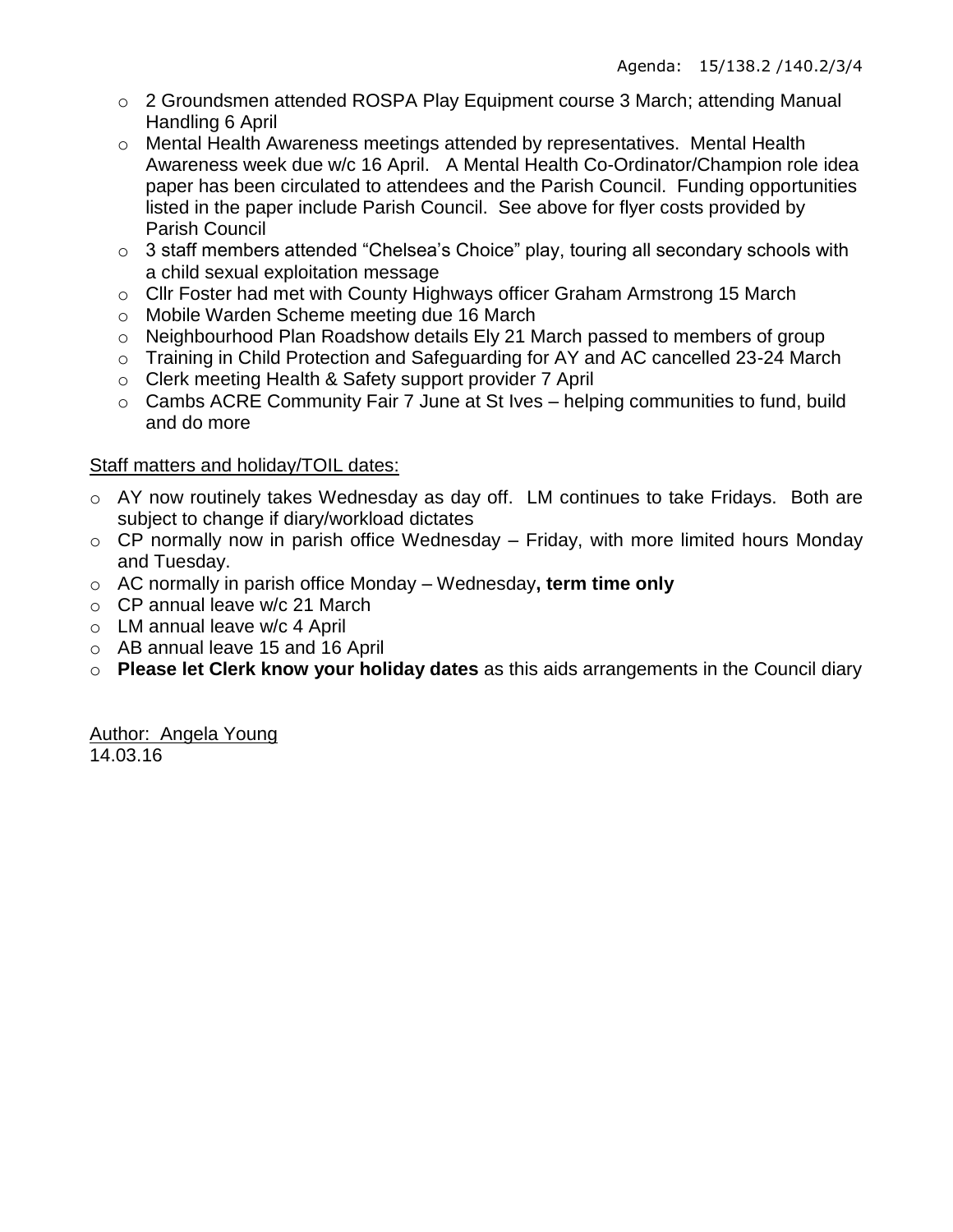Agenda: 15/138.2 /140.2/3/4

- 2 Groundsmen attended ROSPA Play Equipment course 3 March; attending Manual Handling 6 April
- Mental Health Awareness meetings attended by representatives. Mental Health Awareness week due w/c 16 April. A Mental Health Co-Ordinator/Champion role idea paper has been circulated to attendees and the Parish Council. Funding opportunities listed in the paper include Parish Council. See above for flyer costs provided by Parish Council
- 3 staff members attended "Chelsea's Choice" play, touring all secondary schools with a child sexual exploitation message
- Cllr Foster had met with County Highways officer Graham Armstrong 15 March
- Mobile Warden Scheme meeting due 16 March
- Neighbourhood Plan Roadshow details Ely 21 March passed to members of group
- Training in Child Protection and Safeguarding for AY and AC cancelled 23-24 March
- Clerk meeting Health & Safety support provider 7 April
- Cambs ACRE Community Fair 7 June at St Ives – helping communities to fund, build and do more

<u>Staff matters and holiday/TOIL dates:</u>

- AY now routinely takes Wednesday as day off. LM continues to take Fridays. Both are subject to change if diary/workload dictates
- CP normally now in parish office Wednesday – Friday, with more limited hours Monday and Tuesday.
- AC normally in parish office Monday – Wednesday**, term time only**
- CP annual leave w/c 21 March
- LM annual leave w/c 4 April
- AB annual leave 15 and 16 April
- **Please let Clerk know your holiday dates** as this aids arrangements in the Council diary

<u>Author: Angela Young</u>
14.03.16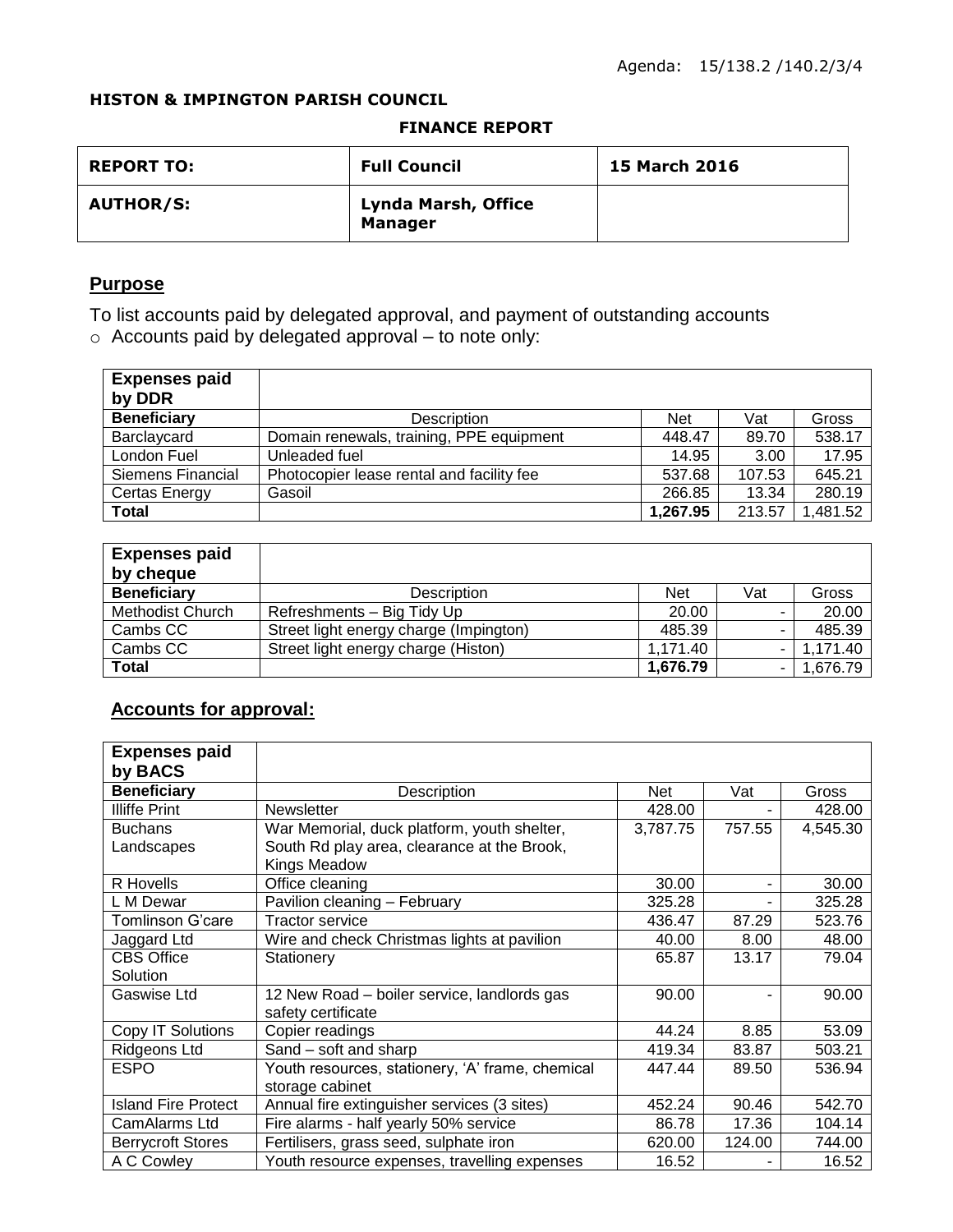Agenda: 15/138.2 /140.2/3/4

**HISTON & IMPINGTON PARISH COUNCIL**

**FINANCE REPORT**

| **REPORT TO:** | **Full Council** | **15 March 2016** |
|---|---|---|
| **AUTHOR/S:** | **Lynda Marsh, Office Manager** | |

## Purpose

To list accounts paid by delegated approval, and payment of outstanding accounts

- Accounts paid by delegated approval – to note only:

| **Expenses paid by DDR** | | | | |
|---|---|---|---|---|
| **Beneficiary** | Description | Net | Vat | Gross |
| Barclaycard | Domain renewals, training, PPE equipment | 448.47 | 89.70 | 538.17 |
| London Fuel | Unleaded fuel | 14.95 | 3.00 | 17.95 |
| Siemens Financial | Photocopier lease rental and facility fee | 537.68 | 107.53 | 645.21 |
| Certas Energy | Gasoil | 266.85 | 13.34 | 280.19 |
| **Total** | | **1,267.95** | 213.57 | 1,481.52 |

| **Expenses paid by cheque** | | | | |
|---|---|---|---|---|
| **Beneficiary** | Description | Net | Vat | Gross |
| Methodist Church | Refreshments – Big Tidy Up | 20.00 | - | 20.00 |
| Cambs CC | Street light energy charge (Impington) | 485.39 | - | 485.39 |
| Cambs CC | Street light energy charge (Histon) | 1,171.40 | - | 1,171.40 |
| **Total** | | **1,676.79** | - | 1,676.79 |

## Accounts for approval:

| **Expenses paid by BACS** | | | | |
|---|---|---|---|---|
| **Beneficiary** | Description | Net | Vat | Gross |
| Illiffe Print | Newsletter | 428.00 | - | 428.00 |
| Buchans Landscapes | War Memorial, duck platform, youth shelter, South Rd play area, clearance at the Brook, Kings Meadow | 3,787.75 | 757.55 | 4,545.30 |
| R Hovells | Office cleaning | 30.00 | - | 30.00 |
| L M Dewar | Pavilion cleaning – February | 325.28 | - | 325.28 |
| Tomlinson G'care | Tractor service | 436.47 | 87.29 | 523.76 |
| Jaggard Ltd | Wire and check Christmas lights at pavilion | 40.00 | 8.00 | 48.00 |
| CBS Office Solution | Stationery | 65.87 | 13.17 | 79.04 |
| Gaswise Ltd | 12 New Road – boiler service, landlords gas safety certificate | 90.00 | - | 90.00 |
| Copy IT Solutions | Copier readings | 44.24 | 8.85 | 53.09 |
| Ridgeons Ltd | Sand – soft and sharp | 419.34 | 83.87 | 503.21 |
| ESPO | Youth resources, stationery, 'A' frame, chemical storage cabinet | 447.44 | 89.50 | 536.94 |
| Island Fire Protect | Annual fire extinguisher services (3 sites) | 452.24 | 90.46 | 542.70 |
| CamAlarms Ltd | Fire alarms - half yearly 50% service | 86.78 | 17.36 | 104.14 |
| Berrycroft Stores | Fertilisers, grass seed, sulphate iron | 620.00 | 124.00 | 744.00 |
| A C Cowley | Youth resource expenses, travelling expenses | 16.52 | - | 16.52 |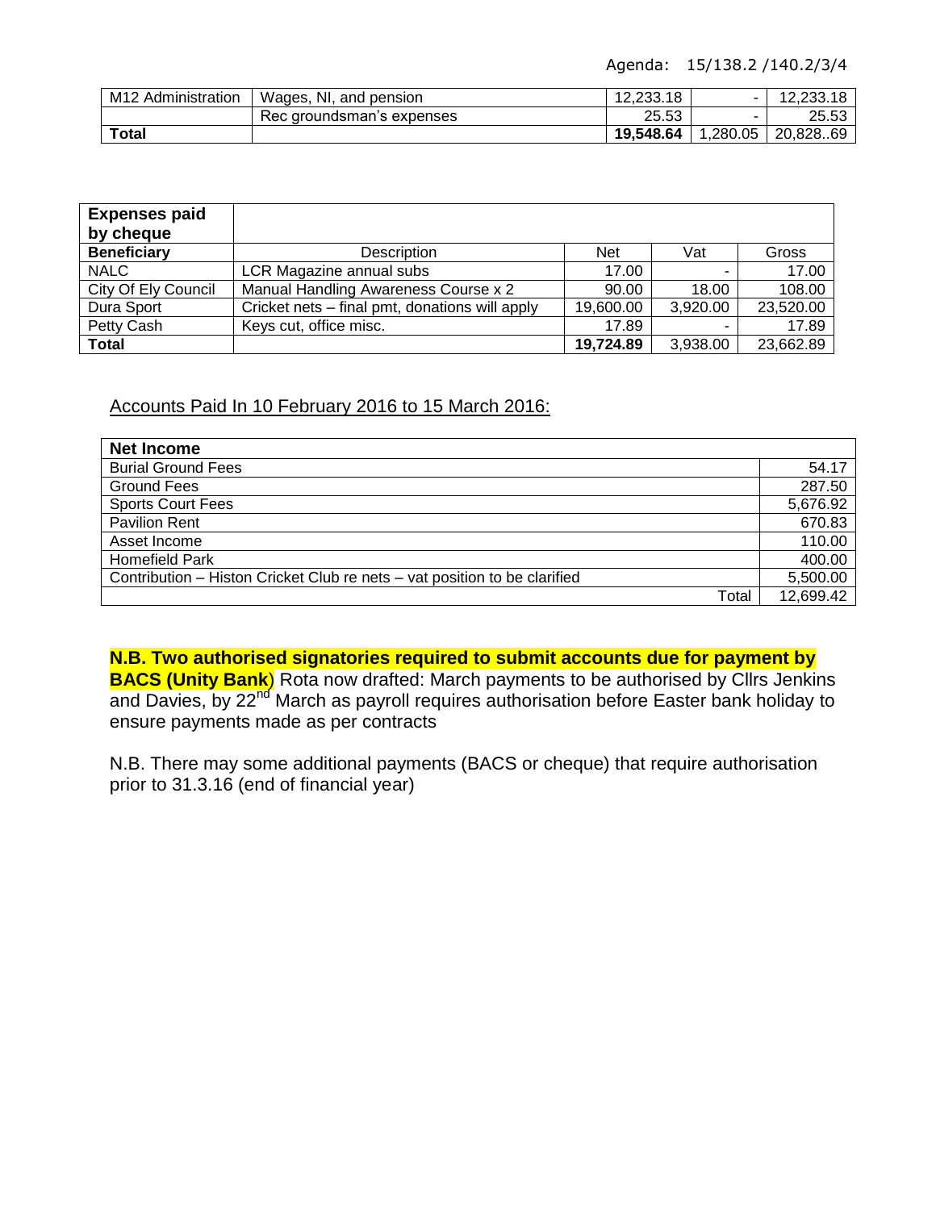Agenda: 15/138.2 /140.2/3/4

| | | | | |
|---|---|---|---|---|
| M12 Administration | Wages, NI, and pension | 12,233.18 | - | 12,233.18 |
| | Rec groundsman's expenses | 25.53 | - | 25.53 |
| **Total** | | **19,548.64** | 1,280.05 | 20,828..69 |

| **Expenses paid by cheque** | | | | |
|---|---|---|---|---|
| **Beneficiary** | Description | Net | Vat | Gross |
| NALC | LCR Magazine annual subs | 17.00 | - | 17.00 |
| City Of Ely Council | Manual Handling Awareness Course x 2 | 90.00 | 18.00 | 108.00 |
| Dura Sport | Cricket nets – final pmt, donations will apply | 19,600.00 | 3,920.00 | 23,520.00 |
| Petty Cash | Keys cut, office misc. | 17.89 | - | 17.89 |
| **Total** | | **19,724.89** | 3,938.00 | 23,662.89 |

Accounts Paid In 10 February 2016 to 15 March 2016:

| **Net Income** | |
|---|---|
| Burial Ground Fees | 54.17 |
| Ground Fees | 287.50 |
| Sports Court Fees | 5,676.92 |
| Pavilion Rent | 670.83 |
| Asset Income | 110.00 |
| Homefield Park | 400.00 |
| Contribution – Histon Cricket Club re nets – vat position to be clarified | 5,500.00 |
| Total | 12,699.42 |

**N.B. Two authorised signatories required to submit accounts due for payment by BACS (Unity Bank**) Rota now drafted: March payments to be authorised by Cllrs Jenkins and Davies, by 22nd March as payroll requires authorisation before Easter bank holiday to ensure payments made as per contracts

N.B. There may some additional payments (BACS or cheque) that require authorisation prior to 31.3.16 (end of financial year)